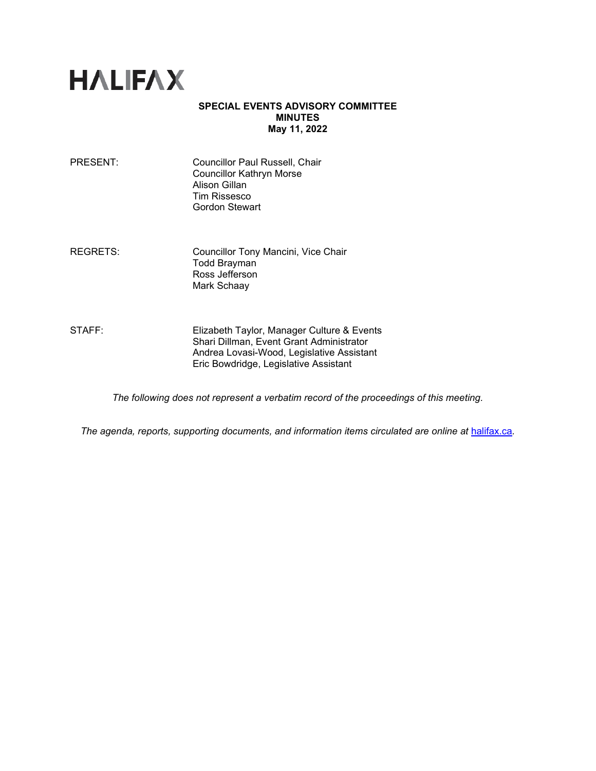# HALIFAX

**SPECIAL EVENTS ADVISORY COMMITTEE**
**MINUTES**
**May 11, 2022**

PRESENT: Councillor Paul Russell, Chair
Councillor Kathryn Morse
Alison Gillan
Tim Rissesco
Gordon Stewart

REGRETS: Councillor Tony Mancini, Vice Chair
Todd Brayman
Ross Jefferson
Mark Schaay

STAFF: Elizabeth Taylor, Manager Culture & Events
Shari Dillman, Event Grant Administrator
Andrea Lovasi-Wood, Legislative Assistant
Eric Bowdridge, Legislative Assistant

*The following does not represent a verbatim record of the proceedings of this meeting.*

*The agenda, reports, supporting documents, and information items circulated are online at [halifax.ca](halifax.ca).*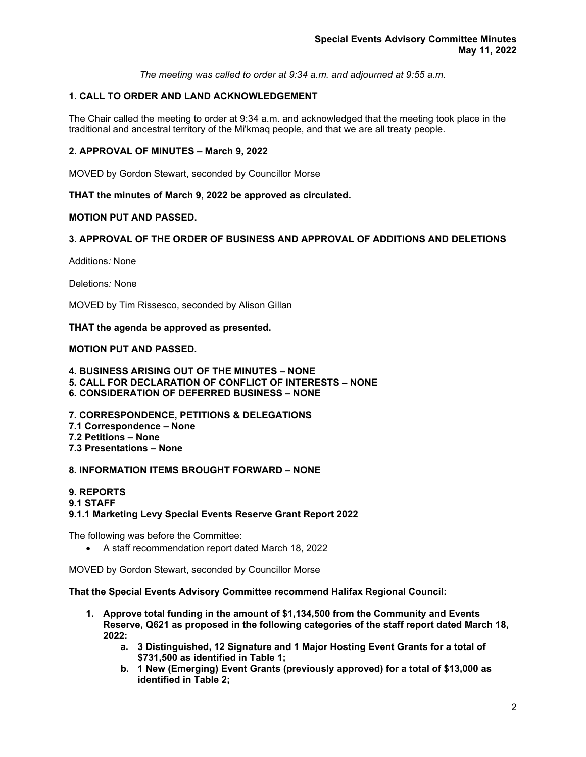*The meeting was called to order at 9:34 a.m. and adjourned at 9:55 a.m.*

## 1. CALL TO ORDER AND LAND ACKNOWLEDGEMENT

The Chair called the meeting to order at 9:34 a.m. and acknowledged that the meeting took place in the traditional and ancestral territory of the Mi'kmaq people, and that we are all treaty people.

## 2. APPROVAL OF MINUTES – March 9, 2022

MOVED by Gordon Stewart, seconded by Councillor Morse

**THAT the minutes of March 9, 2022 be approved as circulated.**

**MOTION PUT AND PASSED.**

## 3. APPROVAL OF THE ORDER OF BUSINESS AND APPROVAL OF ADDITIONS AND DELETIONS

Additions*:* None

Deletions*:* None

MOVED by Tim Rissesco, seconded by Alison Gillan

**THAT the agenda be approved as presented.**

**MOTION PUT AND PASSED.**

## 4. BUSINESS ARISING OUT OF THE MINUTES – NONE
## 5. CALL FOR DECLARATION OF CONFLICT OF INTERESTS – NONE
## 6. CONSIDERATION OF DEFERRED BUSINESS – NONE

## 7. CORRESPONDENCE, PETITIONS & DELEGATIONS
### 7.1 Correspondence – None
### 7.2 Petitions – None
### 7.3 Presentations – None

## 8. INFORMATION ITEMS BROUGHT FORWARD – NONE

## 9. REPORTS
### 9.1 STAFF
### 9.1.1 Marketing Levy Special Events Reserve Grant Report 2022

The following was before the Committee:

- A staff recommendation report dated March 18, 2022

MOVED by Gordon Stewart, seconded by Councillor Morse

**That the Special Events Advisory Committee recommend Halifax Regional Council:**

1. **Approve total funding in the amount of $1,134,500 from the Community and Events Reserve, Q621 as proposed in the following categories of the staff report dated March 18, 2022:**
    a. **3 Distinguished, 12 Signature and 1 Major Hosting Event Grants for a total of $731,500 as identified in Table 1;**
    b. **1 New (Emerging) Event Grants (previously approved) for a total of $13,000 as identified in Table 2;**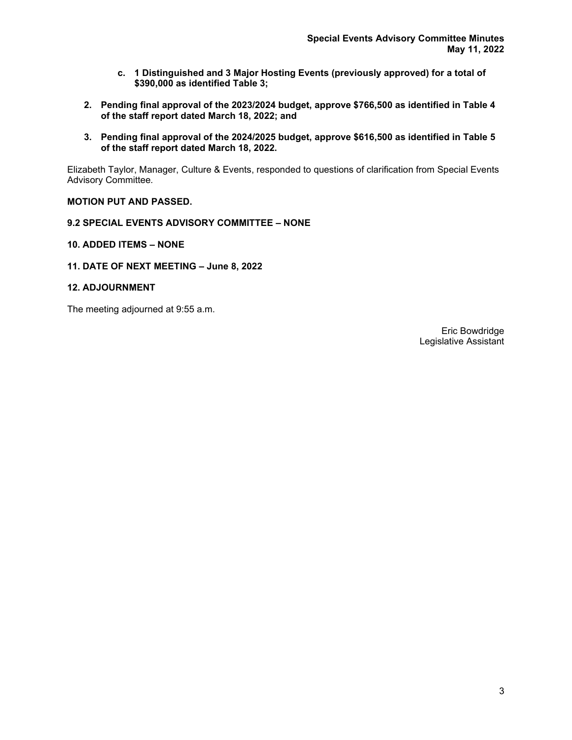**c. 1 Distinguished and 3 Major Hosting Events (previously approved) for a total of $390,000 as identified Table 3;**

**2. Pending final approval of the 2023/2024 budget, approve $766,500 as identified in Table 4 of the staff report dated March 18, 2022; and**

**3. Pending final approval of the 2024/2025 budget, approve $616,500 as identified in Table 5 of the staff report dated March 18, 2022.**

Elizabeth Taylor, Manager, Culture & Events, responded to questions of clarification from Special Events Advisory Committee.

**MOTION PUT AND PASSED.**

**9.2 SPECIAL EVENTS ADVISORY COMMITTEE – NONE**

**10. ADDED ITEMS – NONE**

**11. DATE OF NEXT MEETING – June 8, 2022**

**12. ADJOURNMENT**

The meeting adjourned at 9:55 a.m.

Eric Bowdridge
Legislative Assistant